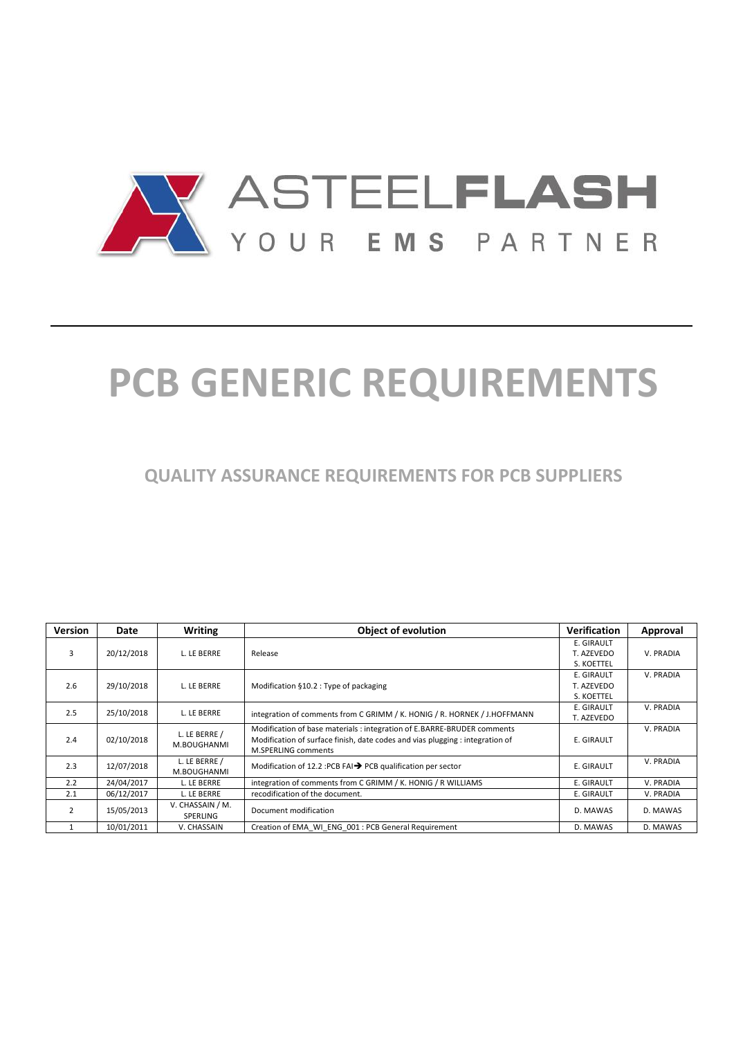ASTEELFLASH

YOUR EMS PARTNER

# PCB GENERIC REQUIREMENTS

## QUALITY ASSURANCE REQUIREMENTS FOR PCB SUPPLIERS

| Version | Date | Writing | Object of evolution | Verification | Approval |
|---|---|---|---|---|---|
| 3 | 20/12/2018 | L. LE BERRE | Release | E. GIRAULT T. AZEVEDO S. KOETTEL | V. PRADIA |
| 2.6 | 29/10/2018 | L. LE BERRE | Modification §10.2 : Type of packaging | E. GIRAULT T. AZEVEDO S. KOETTEL | V. PRADIA |
| 2.5 | 25/10/2018 | L. LE BERRE | integration of comments from C GRIMM / K. HONIG / R. HORNEK / J.HOFFMANN | E. GIRAULT T. AZEVEDO | V. PRADIA |
| 2.4 | 02/10/2018 | L. LE BERRE / M.BOUGHANMI | Modification of base materials : integration of E.BARRE-BRUDER comments Modification of surface finish, date codes and vias plugging : integration of M.SPERLING comments | E. GIRAULT | V. PRADIA |
| 2.3 | 12/07/2018 | L. LE BERRE / M.BOUGHANMI | Modification of 12.2 :PCB FAI→ PCB qualification per sector | E. GIRAULT | V. PRADIA |
| 2.2 | 24/04/2017 | L. LE BERRE | integration of comments from C GRIMM / K. HONIG / R WILLIAMS | E. GIRAULT | V. PRADIA |
| 2.1 | 06/12/2017 | L. LE BERRE | recodification of the document. | E. GIRAULT | V. PRADIA |
| 2 | 15/05/2013 | V. CHASSAIN / M. SPERLING | Document modification | D. MAWAS | D. MAWAS |
| 1 | 10/01/2011 | V. CHASSAIN | Creation of EMA_WI_ENG_001 : PCB General Requirement | D. MAWAS | D. MAWAS |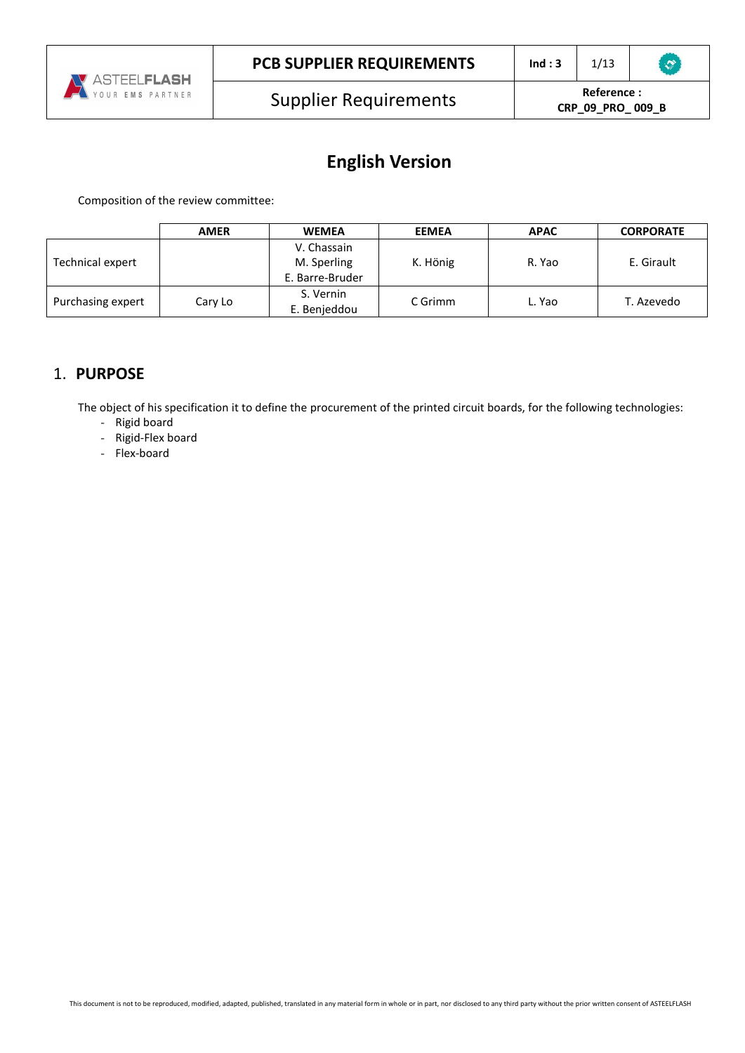# English Version

Composition of the review committee:

| | AMER | WEMEA | EEMEA | APAC | CORPORATE |
|---|---|---|---|---|---|
| Technical expert | | V. Chassain<br>M. Sperling<br>E. Barre-Bruder | K. Hönig | R. Yao | E. Girault |
| Purchasing expert | Cary Lo | S. Vernin<br>E. Benjeddou | C Grimm | L. Yao | T. Azevedo |

## 1. PURPOSE

The object of his specification it to define the procurement of the printed circuit boards, for the following technologies:

- Rigid board
- Rigid-Flex board
- Flex-board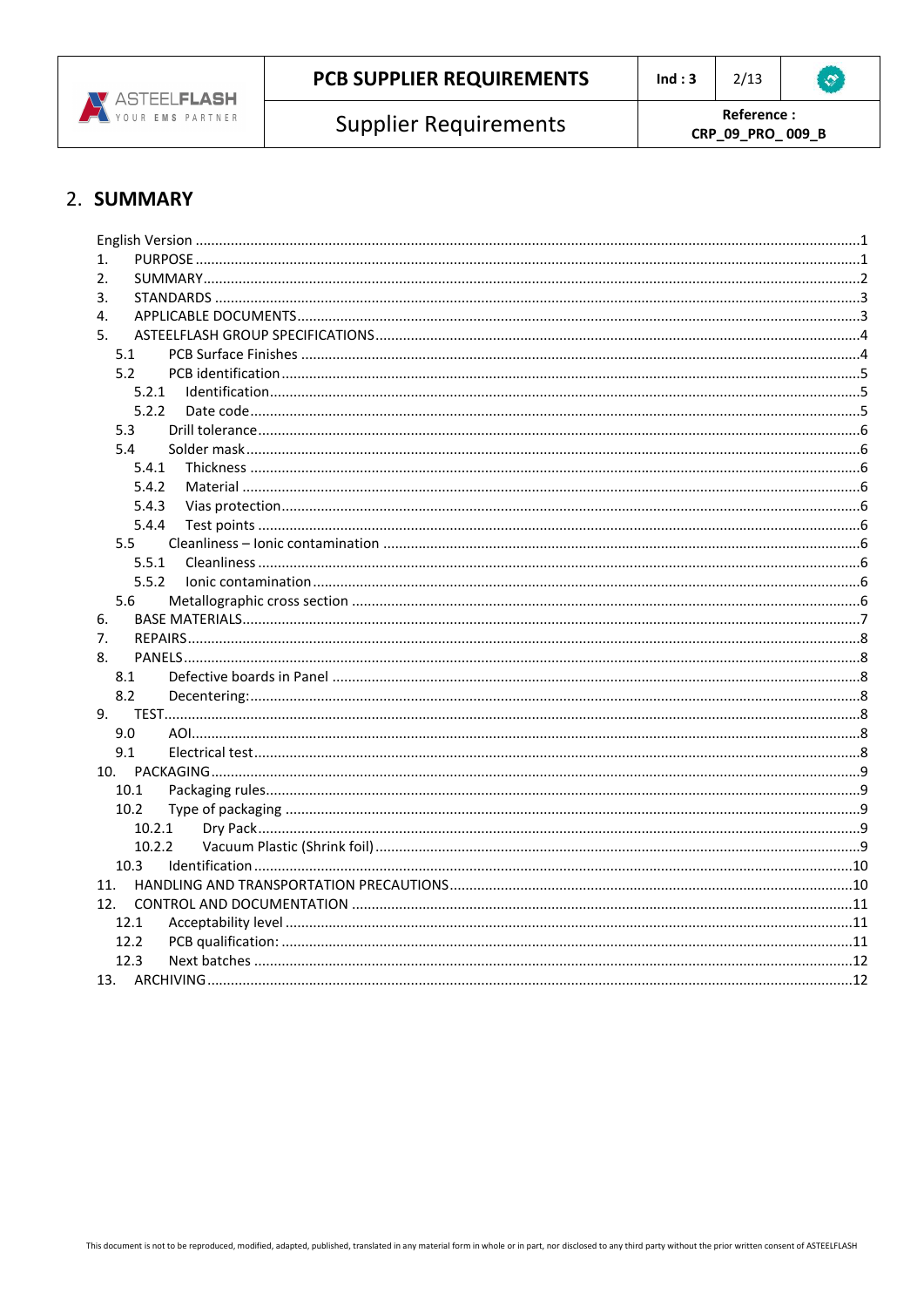## 2. SUMMARY

English Version ....................................................................................................................................1
1. PURPOSE ..........................................................................................................................................1
2. SUMMARY..........................................................................................................................................2
3. STANDARDS ......................................................................................................................................3
4. APPLICABLE DOCUMENTS..................................................................................................................3
5. ASTEELFLASH GROUP SPECIFICATIONS..............................................................................................4
   5.1 PCB Surface Finishes .....................................................................................................................4
   5.2 PCB identification.........................................................................................................................5
      5.2.1 Identification...........................................................................................................................5
      5.2.2 Date code...............................................................................................................................5
   5.3 Drill tolerance..............................................................................................................................6
   5.4 Solder mask.................................................................................................................................6
      5.4.1 Thickness ...............................................................................................................................6
      5.4.2 Material .................................................................................................................................6
      5.4.3 Vias protection.........................................................................................................................6
      5.4.4 Test points ..............................................................................................................................6
   5.5 Cleanliness – Ionic contamination .................................................................................................6
      5.5.1 Cleanliness .............................................................................................................................6
      5.5.2 Ionic contamination.................................................................................................................6
   5.6 Metallographic cross section ........................................................................................................6
6. BASE MATERIALS..............................................................................................................................7
7. REPAIRS............................................................................................................................................8
8. PANELS.............................................................................................................................................8
   8.1 Defective boards in Panel .............................................................................................................8
   8.2 Decentering:.................................................................................................................................8
9. TEST..................................................................................................................................................8
   9.0 AOI..............................................................................................................................................8
   9.1 Electrical test...............................................................................................................................8
10. PACKAGING.....................................................................................................................................9
   10.1 Packaging rules...........................................................................................................................9
   10.2 Type of packaging .......................................................................................................................9
      10.2.1 Dry Pack...............................................................................................................................9
      10.2.2 Vacuum Plastic (Shrink foil) ....................................................................................................9
   10.3 Identification ............................................................................................................................10
11. HANDLING AND TRANSPORTATION PRECAUTIONS.........................................................................10
12. CONTROL AND DOCUMENTATION ..................................................................................................11
   12.1 Acceptability level .....................................................................................................................11
   12.2 PCB qualification: .......................................................................................................................11
   12.3 Next batches .............................................................................................................................12
13. ARCHIVING.....................................................................................................................................12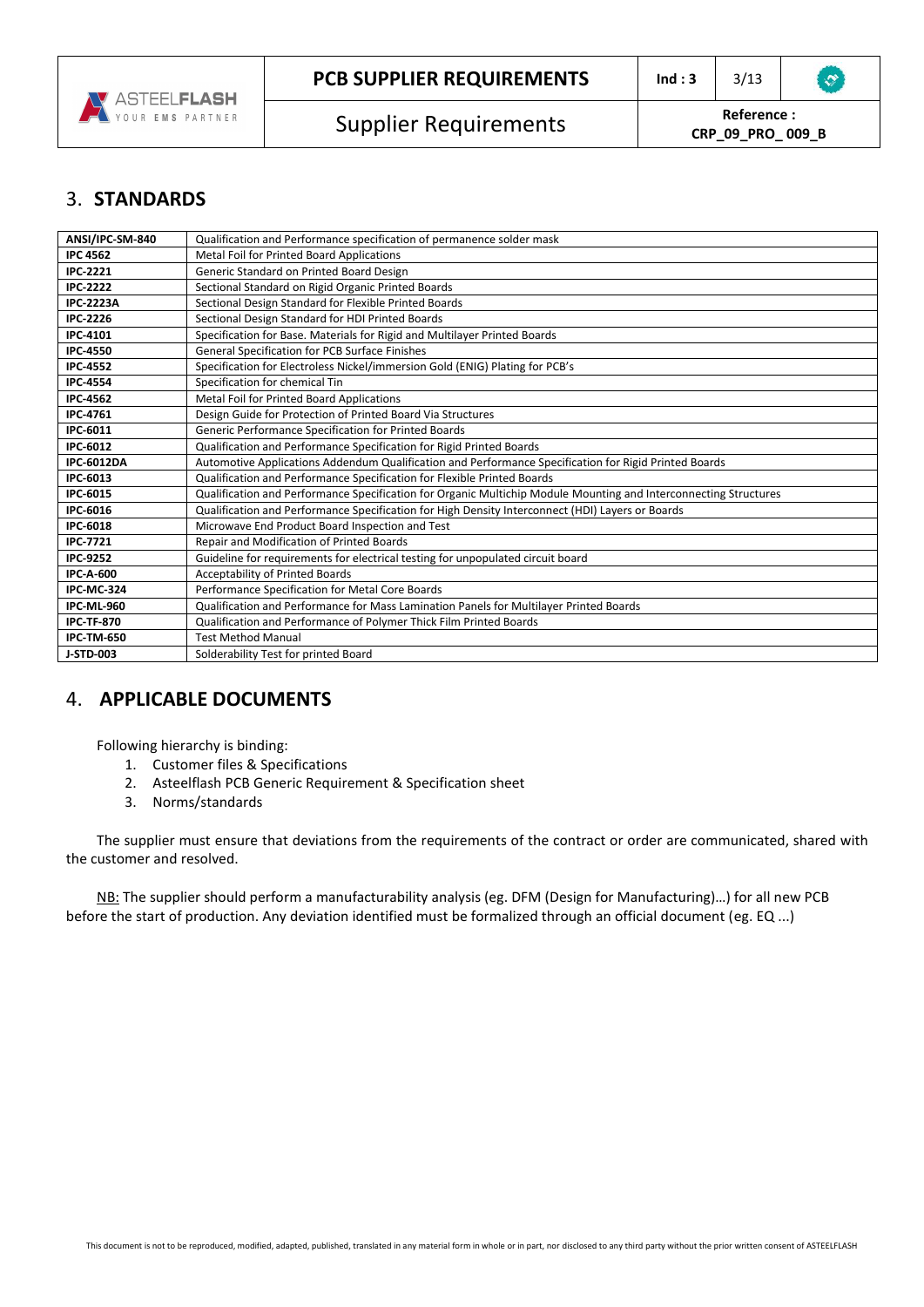## 3. STANDARDS

| | |
|---|---|
| **ANSI/IPC-SM-840** | Qualification and Performance specification of permanence solder mask |
| **IPC 4562** | Metal Foil for Printed Board Applications |
| **IPC-2221** | Generic Standard on Printed Board Design |
| **IPC-2222** | Sectional Standard on Rigid Organic Printed Boards |
| **IPC-2223A** | Sectional Design Standard for Flexible Printed Boards |
| **IPC-2226** | Sectional Design Standard for HDI Printed Boards |
| **IPC-4101** | Specification for Base. Materials for Rigid and Multilayer Printed Boards |
| **IPC-4550** | General Specification for PCB Surface Finishes |
| **IPC-4552** | Specification for Electroless Nickel/immersion Gold (ENIG) Plating for PCB's |
| **IPC-4554** | Specification for chemical Tin |
| **IPC-4562** | Metal Foil for Printed Board Applications |
| **IPC-4761** | Design Guide for Protection of Printed Board Via Structures |
| **IPC-6011** | Generic Performance Specification for Printed Boards |
| **IPC-6012** | Qualification and Performance Specification for Rigid Printed Boards |
| **IPC-6012DA** | Automotive Applications Addendum Qualification and Performance Specification for Rigid Printed Boards |
| **IPC-6013** | Qualification and Performance Specification for Flexible Printed Boards |
| **IPC-6015** | Qualification and Performance Specification for Organic Multichip Module Mounting and Interconnecting Structures |
| **IPC-6016** | Qualification and Performance Specification for High Density Interconnect (HDI) Layers or Boards |
| **IPC-6018** | Microwave End Product Board Inspection and Test |
| **IPC-7721** | Repair and Modification of Printed Boards |
| **IPC-9252** | Guideline for requirements for electrical testing for unpopulated circuit board |
| **IPC-A-600** | Acceptability of Printed Boards |
| **IPC-MC-324** | Performance Specification for Metal Core Boards |
| **IPC-ML-960** | Qualification and Performance for Mass Lamination Panels for Multilayer Printed Boards |
| **IPC-TF-870** | Qualification and Performance of Polymer Thick Film Printed Boards |
| **IPC-TM-650** | Test Method Manual |
| **J-STD-003** | Solderability Test for printed Board |

## 4. APPLICABLE DOCUMENTS

Following hierarchy is binding:

1. Customer files & Specifications
2. Asteelflash PCB Generic Requirement & Specification sheet
3. Norms/standards

The supplier must ensure that deviations from the requirements of the contract or order are communicated, shared with the customer and resolved.

NB: The supplier should perform a manufacturability analysis (eg. DFM (Design for Manufacturing)…) for all new PCB before the start of production. Any deviation identified must be formalized through an official document (eg. EQ ...)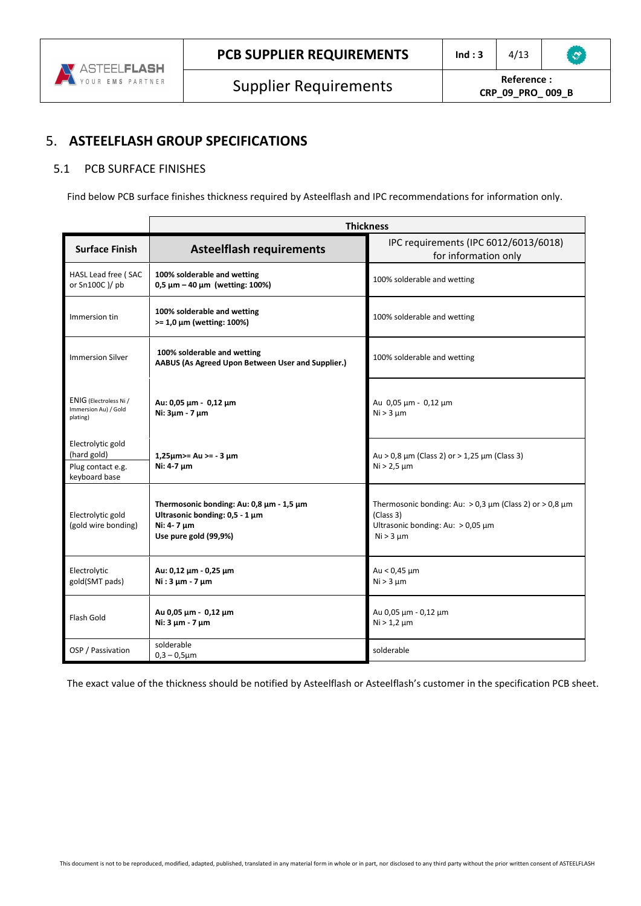# 5. ASTEELFLASH GROUP SPECIFICATIONS

## 5.1 PCB SURFACE FINISHES

Find below PCB surface finishes thickness required by Asteelflash and IPC recommendations for information only.

| | Thickness | |
|---|---|---|
| **Surface Finish** | **Asteelflash requirements** | IPC requirements (IPC 6012/6013/6018) for information only |
| HASL Lead free ( SAC or Sn100C )/ pb | **100% solderable and wetting**<br>**0,5 µm – 40 µm (wetting: 100%)** | 100% solderable and wetting |
| Immersion tin | **100% solderable and wetting**<br>**>= 1,0 µm (wetting: 100%)** | 100% solderable and wetting |
| Immersion Silver | **100% solderable and wetting**<br>**AABUS (As Agreed Upon Between User and Supplier.)** | 100% solderable and wetting |
| ENIG (Electroless Ni / Immersion Au) / Gold plating) | **Au: 0,05 µm - 0,12 µm**<br>**Ni: 3µm - 7 µm** | Au 0,05 µm - 0,12 µm<br>Ni > 3 µm |
| Electrolytic gold (hard gold)<br>Plug contact e.g. keyboard base | **1,25µm>= Au >= - 3 µm**<br>**Ni: 4-7 µm** | Au > 0,8 µm (Class 2) or > 1,25 µm (Class 3)<br>Ni > 2,5 µm |
| Electrolytic gold (gold wire bonding) | **Thermosonic bonding: Au: 0,8 µm - 1,5 µm**<br>**Ultrasonic bonding: 0,5 - 1 µm**<br>**Ni: 4- 7 µm**<br>**Use pure gold (99,9%)** | Thermosonic bonding: Au: > 0,3 µm (Class 2) or > 0,8 µm (Class 3)<br>Ultrasonic bonding: Au: > 0,05 µm<br>Ni > 3 µm |
| Electrolytic gold(SMT pads) | **Au: 0,12 µm - 0,25 µm**<br>**Ni : 3 µm - 7 µm** | Au < 0,45 µm<br>Ni > 3 µm |
| Flash Gold | **Au 0,05 µm - 0,12 µm**<br>**Ni: 3 µm - 7 µm** | Au 0,05 µm - 0,12 µm<br>Ni > 1,2 µm |
| OSP / Passivation | solderable<br>0,3 – 0,5µm | solderable |

The exact value of the thickness should be notified by Asteelflash or Asteelflash's customer in the specification PCB sheet.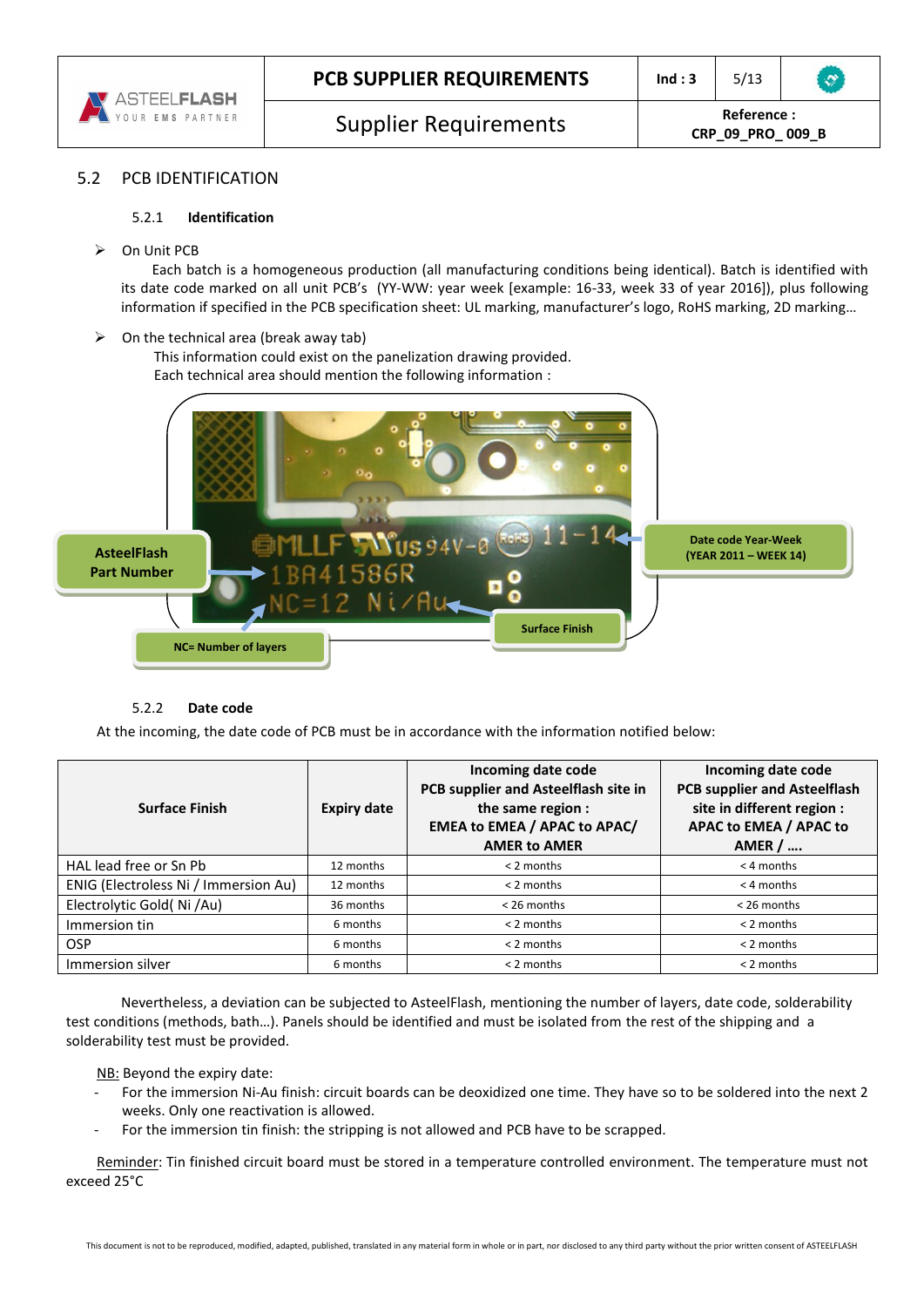## 5.2 PCB IDENTIFICATION

### 5.2.1 Identification

- On Unit PCB

  Each batch is a homogeneous production (all manufacturing conditions being identical). Batch is identified with its date code marked on all unit PCB's (YY-WW: year week [example: 16-33, week 33 of year 2016]), plus following information if specified in the PCB specification sheet: UL marking, manufacturer's logo, RoHS marking, 2D marking…

- On the technical area (break away tab)

  This information could exist on the panelization drawing provided.
  Each technical area should mention the following information :

AsteelFlash Part Number

Date code Year-Week (YEAR 2011 – WEEK 14)

Surface Finish

NC= Number of layers

### 5.2.2 Date code

At the incoming, the date code of PCB must be in accordance with the information notified below:

| Surface Finish | Expiry date | Incoming date code PCB supplier and Asteelflash site in the same region : EMEA to EMEA / APAC to APAC/ AMER to AMER | Incoming date code PCB supplier and Asteelflash site in different region : APAC to EMEA / APAC to AMER / …. |
|---|---|---|---|
| HAL lead free or Sn Pb | 12 months | < 2 months | < 4 months |
| ENIG (Electroless Ni / Immersion Au) | 12 months | < 2 months | < 4 months |
| Electrolytic Gold( Ni /Au) | 36 months | < 26 months | < 26 months |
| Immersion tin | 6 months | < 2 months | < 2 months |
| OSP | 6 months | < 2 months | < 2 months |
| Immersion silver | 6 months | < 2 months | < 2 months |

Nevertheless, a deviation can be subjected to AsteelFlash, mentioning the number of layers, date code, solderability test conditions (methods, bath…). Panels should be identified and must be isolated from the rest of the shipping and a solderability test must be provided.

NB: Beyond the expiry date:

- For the immersion Ni-Au finish: circuit boards can be deoxidized one time. They have so to be soldered into the next 2 weeks. Only one reactivation is allowed.
- For the immersion tin finish: the stripping is not allowed and PCB have to be scrapped.

Reminder: Tin finished circuit board must be stored in a temperature controlled environment. The temperature must not exceed 25°C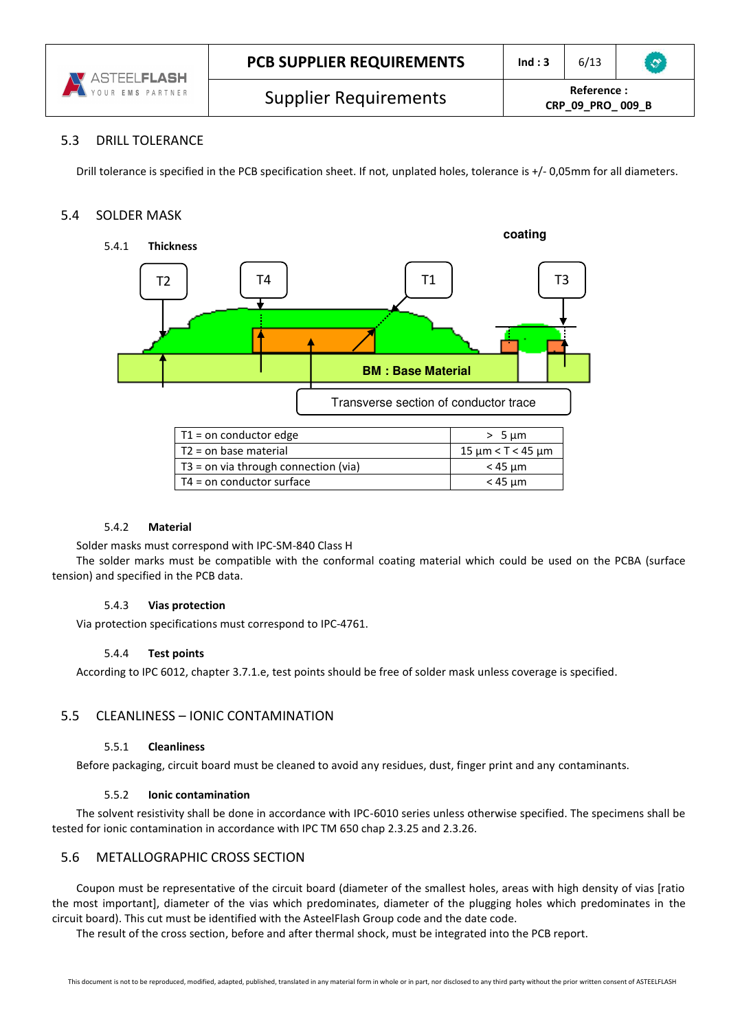## 5.3 DRILL TOLERANCE

Drill tolerance is specified in the PCB specification sheet. If not, unplated holes, tolerance is +/- 0,05mm for all diameters.

## 5.4 SOLDER MASK

### 5.4.1 Thickness

| T1 = on conductor edge | > 5 µm |
|---|---|
| T2 = on base material | 15 µm < T < 45 µm |
| T3 = on via through connection (via) | < 45 µm |
| T4 = on conductor surface | < 45 µm |

### 5.4.2 Material

Solder masks must correspond with IPC-SM-840 Class H

The solder marks must be compatible with the conformal coating material which could be used on the PCBA (surface tension) and specified in the PCB data.

### 5.4.3 Vias protection

Via protection specifications must correspond to IPC-4761.

### 5.4.4 Test points

According to IPC 6012, chapter 3.7.1.e, test points should be free of solder mask unless coverage is specified.

## 5.5 CLEANLINESS – IONIC CONTAMINATION

### 5.5.1 Cleanliness

Before packaging, circuit board must be cleaned to avoid any residues, dust, finger print and any contaminants.

### 5.5.2 Ionic contamination

The solvent resistivity shall be done in accordance with IPC-6010 series unless otherwise specified. The specimens shall be tested for ionic contamination in accordance with IPC TM 650 chap 2.3.25 and 2.3.26.

## 5.6 METALLOGRAPHIC CROSS SECTION

Coupon must be representative of the circuit board (diameter of the smallest holes, areas with high density of vias [ratio the most important], diameter of the vias which predominates, diameter of the plugging holes which predominates in the circuit board). This cut must be identified with the AsteelFlash Group code and the date code.

The result of the cross section, before and after thermal shock, must be integrated into the PCB report.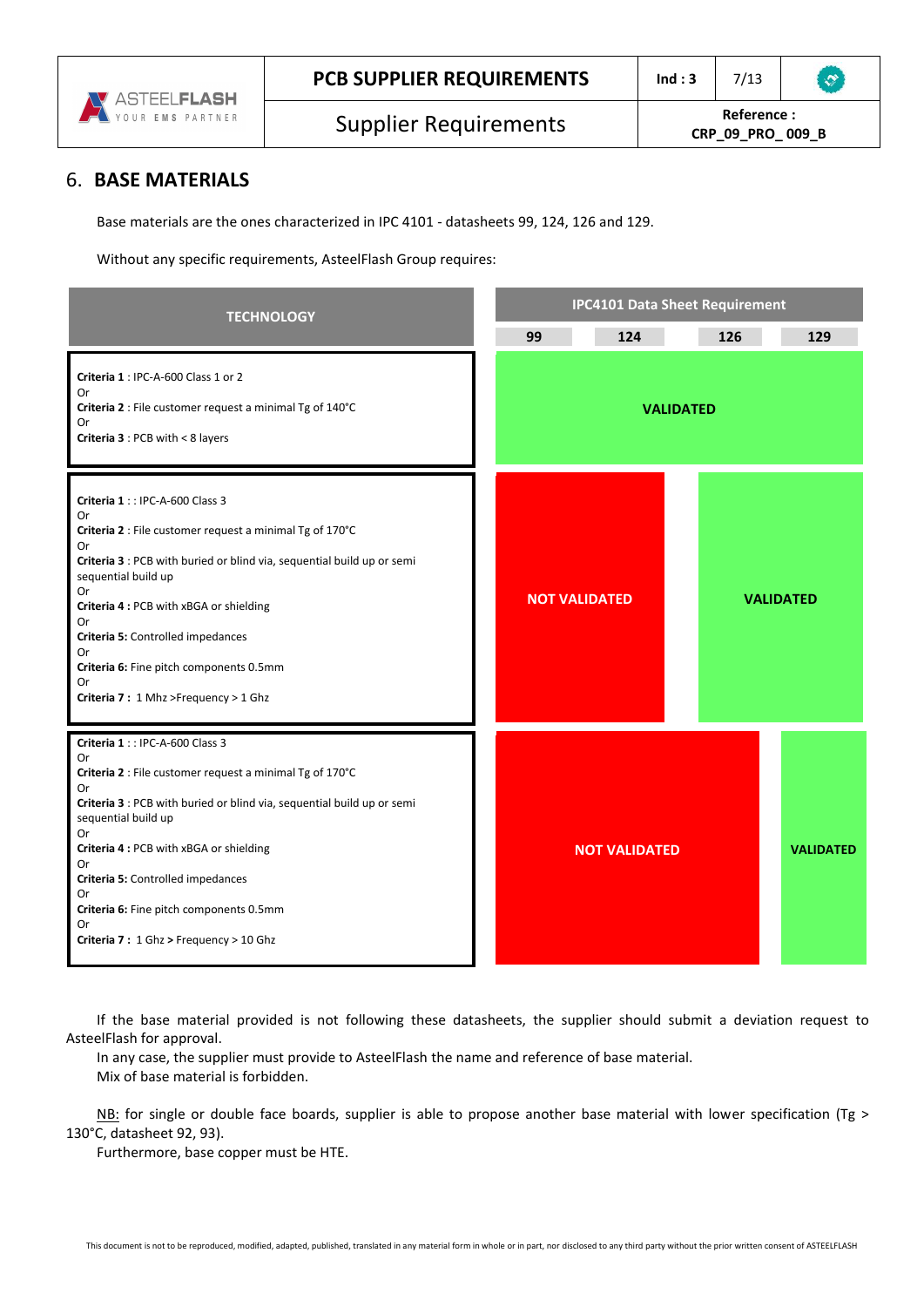## 6. BASE MATERIALS

Base materials are the ones characterized in IPC 4101 - datasheets 99, 124, 126 and 129.

Without any specific requirements, AsteelFlash Group requires:

| TECHNOLOGY | IPC4101 Data Sheet Requirement | | | |
|---|---|---|---|---|
| | 99 | 124 | 126 | 129 |
| **Criteria 1** : IPC-A-600 Class 1 or 2<br>Or<br>**Criteria 2** : File customer request a minimal Tg of 140°C<br>Or<br>**Criteria 3** : PCB with < 8 layers | VALIDATED | VALIDATED | VALIDATED | VALIDATED |
| **Criteria 1** : : IPC-A-600 Class 3<br>Or<br>**Criteria 2** : File customer request a minimal Tg of 170°C<br>Or<br>**Criteria 3** : PCB with buried or blind via, sequential build up or semi sequential build up<br>Or<br>**Criteria 4 :** PCB with xBGA or shielding<br>Or<br>**Criteria 5:** Controlled impedances<br>Or<br>**Criteria 6:** Fine pitch components 0.5mm<br>Or<br>**Criteria 7 :** 1 Mhz >Frequency > 1 Ghz | NOT VALIDATED | NOT VALIDATED | VALIDATED | VALIDATED |
| **Criteria 1** : : IPC-A-600 Class 3<br>Or<br>**Criteria 2** : File customer request a minimal Tg of 170°C<br>Or<br>**Criteria 3** : PCB with buried or blind via, sequential build up or semi sequential build up<br>Or<br>**Criteria 4 :** PCB with xBGA or shielding<br>Or<br>**Criteria 5:** Controlled impedances<br>Or<br>**Criteria 6:** Fine pitch components 0.5mm<br>Or<br>**Criteria 7 :** 1 Ghz > Frequency > 10 Ghz | NOT VALIDATED | NOT VALIDATED | NOT VALIDATED | VALIDATED |

If the base material provided is not following these datasheets, the supplier should submit a deviation request to AsteelFlash for approval.

In any case, the supplier must provide to AsteelFlash the name and reference of base material.

Mix of base material is forbidden.

NB: for single or double face boards, supplier is able to propose another base material with lower specification (Tg > 130°C, datasheet 92, 93).

Furthermore, base copper must be HTE.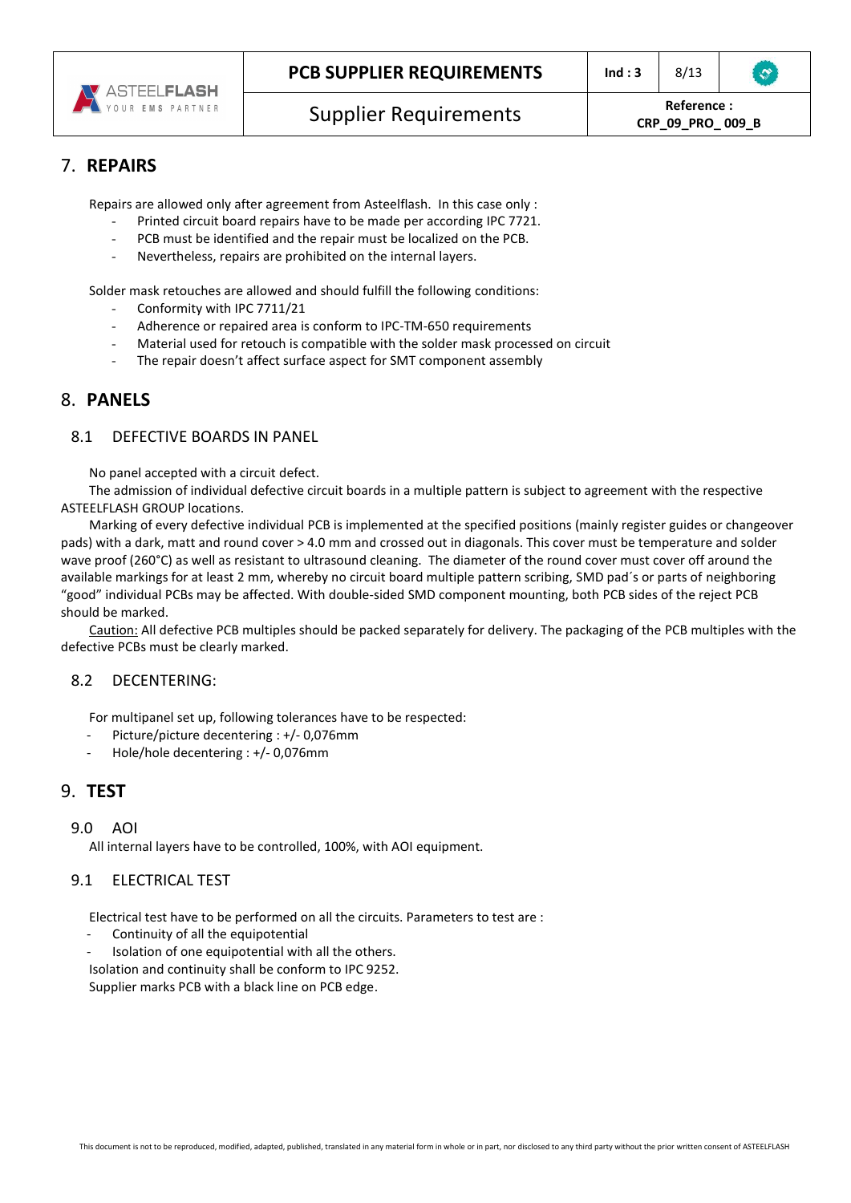## 7. REPAIRS

Repairs are allowed only after agreement from Asteelflash. In this case only :

- Printed circuit board repairs have to be made per according IPC 7721.
- PCB must be identified and the repair must be localized on the PCB.
- Nevertheless, repairs are prohibited on the internal layers.

Solder mask retouches are allowed and should fulfill the following conditions:

- Conformity with IPC 7711/21
- Adherence or repaired area is conform to IPC-TM-650 requirements
- Material used for retouch is compatible with the solder mask processed on circuit
- The repair doesn't affect surface aspect for SMT component assembly

## 8. PANELS

### 8.1 DEFECTIVE BOARDS IN PANEL

No panel accepted with a circuit defect.

The admission of individual defective circuit boards in a multiple pattern is subject to agreement with the respective ASTEELFLASH GROUP locations.

Marking of every defective individual PCB is implemented at the specified positions (mainly register guides or changeover pads) with a dark, matt and round cover > 4.0 mm and crossed out in diagonals. This cover must be temperature and solder wave proof (260°C) as well as resistant to ultrasound cleaning. The diameter of the round cover must cover off around the available markings for at least 2 mm, whereby no circuit board multiple pattern scribing, SMD pad´s or parts of neighboring "good" individual PCBs may be affected. With double-sided SMD component mounting, both PCB sides of the reject PCB should be marked.

Caution: All defective PCB multiples should be packed separately for delivery. The packaging of the PCB multiples with the defective PCBs must be clearly marked.

### 8.2 DECENTERING:

For multipanel set up, following tolerances have to be respected:

- Picture/picture decentering : +/- 0,076mm
- Hole/hole decentering : +/- 0,076mm

## 9. TEST

### 9.0 AOI

All internal layers have to be controlled, 100%, with AOI equipment.

### 9.1 ELECTRICAL TEST

Electrical test have to be performed on all the circuits. Parameters to test are :

- Continuity of all the equipotential
- Isolation of one equipotential with all the others.

Isolation and continuity shall be conform to IPC 9252.

Supplier marks PCB with a black line on PCB edge.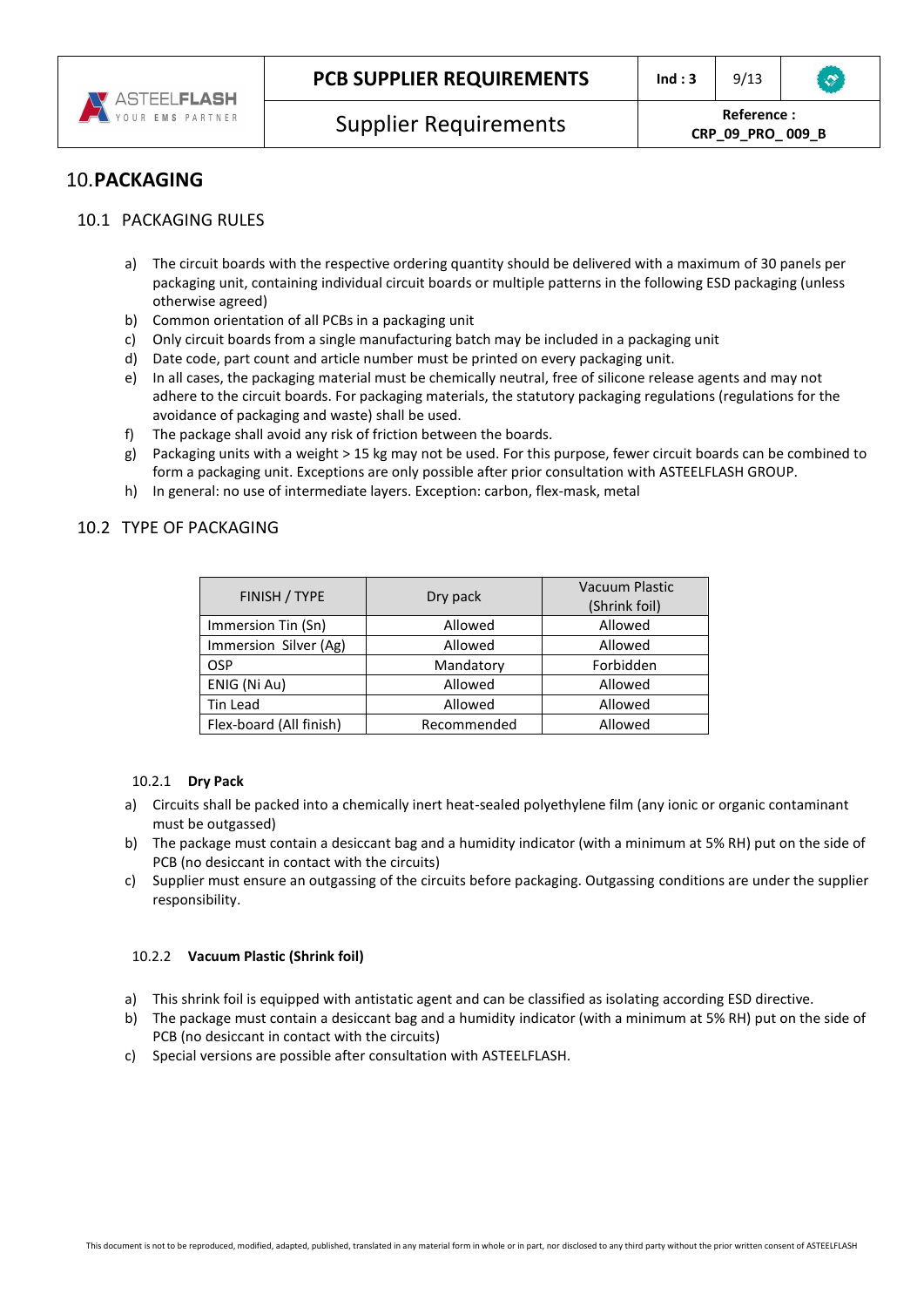# 10. PACKAGING

## 10.1 PACKAGING RULES

a) The circuit boards with the respective ordering quantity should be delivered with a maximum of 30 panels per packaging unit, containing individual circuit boards or multiple patterns in the following ESD packaging (unless otherwise agreed)

b) Common orientation of all PCBs in a packaging unit

c) Only circuit boards from a single manufacturing batch may be included in a packaging unit

d) Date code, part count and article number must be printed on every packaging unit.

e) In all cases, the packaging material must be chemically neutral, free of silicone release agents and may not adhere to the circuit boards. For packaging materials, the statutory packaging regulations (regulations for the avoidance of packaging and waste) shall be used.

f) The package shall avoid any risk of friction between the boards.

g) Packaging units with a weight > 15 kg may not be used. For this purpose, fewer circuit boards can be combined to form a packaging unit. Exceptions are only possible after prior consultation with ASTEELFLASH GROUP.

h) In general: no use of intermediate layers. Exception: carbon, flex-mask, metal

## 10.2 TYPE OF PACKAGING

| FINISH / TYPE | Dry pack | Vacuum Plastic (Shrink foil) |
|---|---|---|
| Immersion Tin (Sn) | Allowed | Allowed |
| Immersion Silver (Ag) | Allowed | Allowed |
| OSP | Mandatory | Forbidden |
| ENIG (Ni Au) | Allowed | Allowed |
| Tin Lead | Allowed | Allowed |
| Flex-board (All finish) | Recommended | Allowed |

### 10.2.1 Dry Pack

a) Circuits shall be packed into a chemically inert heat-sealed polyethylene film (any ionic or organic contaminant must be outgassed)

b) The package must contain a desiccant bag and a humidity indicator (with a minimum at 5% RH) put on the side of PCB (no desiccant in contact with the circuits)

c) Supplier must ensure an outgassing of the circuits before packaging. Outgassing conditions are under the supplier responsibility.

### 10.2.2 Vacuum Plastic (Shrink foil)

a) This shrink foil is equipped with antistatic agent and can be classified as isolating according ESD directive.

b) The package must contain a desiccant bag and a humidity indicator (with a minimum at 5% RH) put on the side of PCB (no desiccant in contact with the circuits)

c) Special versions are possible after consultation with ASTEELFLASH.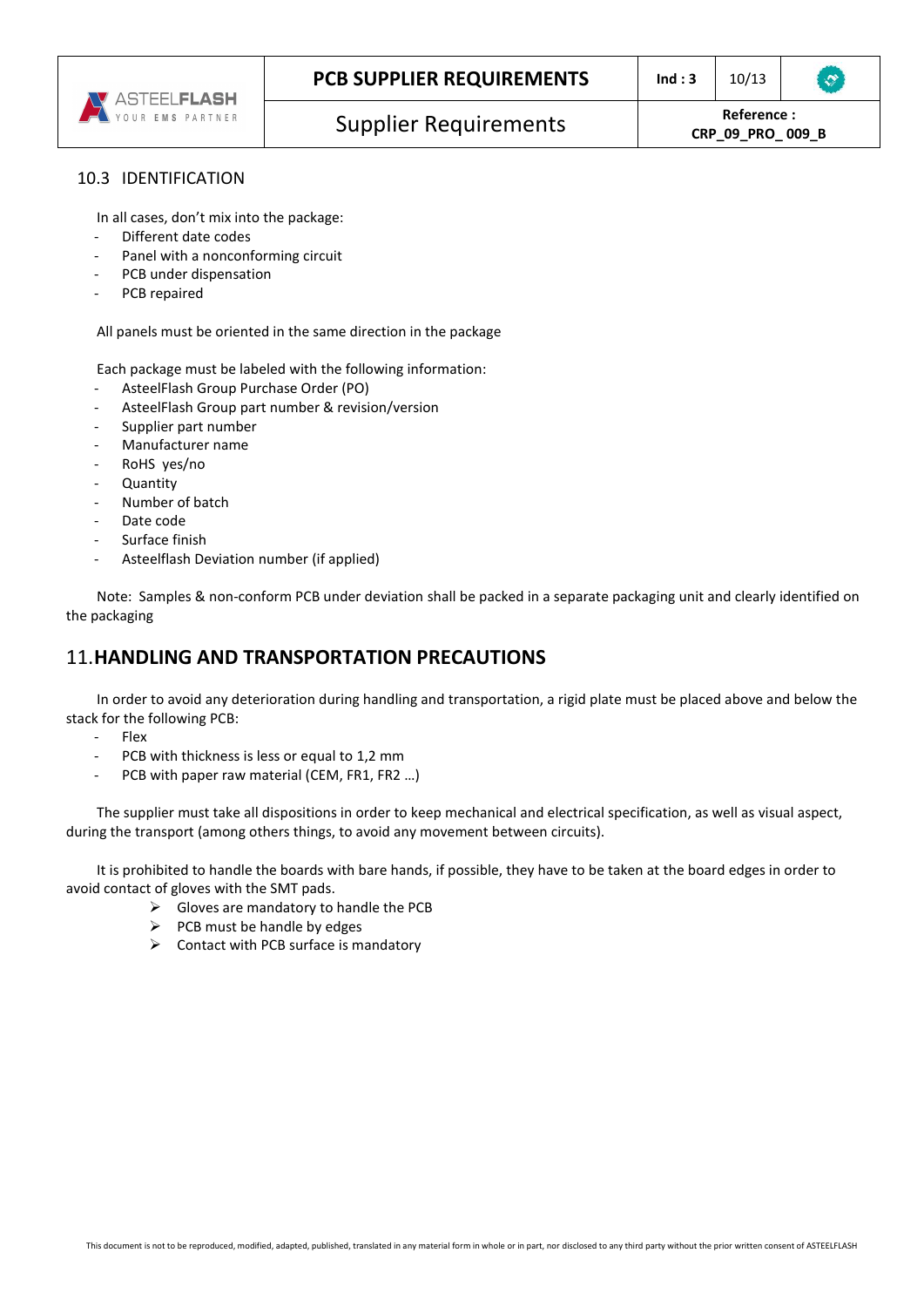### 10.3 IDENTIFICATION

In all cases, don't mix into the package:

- Different date codes
- Panel with a nonconforming circuit
- PCB under dispensation
- PCB repaired

All panels must be oriented in the same direction in the package

Each package must be labeled with the following information:

- AsteelFlash Group Purchase Order (PO)
- AsteelFlash Group part number & revision/version
- Supplier part number
- Manufacturer name
- RoHS yes/no
- Quantity
- Number of batch
- Date code
- Surface finish
- Asteelflash Deviation number (if applied)

Note: Samples & non-conform PCB under deviation shall be packed in a separate packaging unit and clearly identified on the packaging

## 11. HANDLING AND TRANSPORTATION PRECAUTIONS

In order to avoid any deterioration during handling and transportation, a rigid plate must be placed above and below the stack for the following PCB:

- Flex
- PCB with thickness is less or equal to 1,2 mm
- PCB with paper raw material (CEM, FR1, FR2 …)

The supplier must take all dispositions in order to keep mechanical and electrical specification, as well as visual aspect, during the transport (among others things, to avoid any movement between circuits).

It is prohibited to handle the boards with bare hands, if possible, they have to be taken at the board edges in order to avoid contact of gloves with the SMT pads.

- Gloves are mandatory to handle the PCB
- PCB must be handle by edges
- Contact with PCB surface is mandatory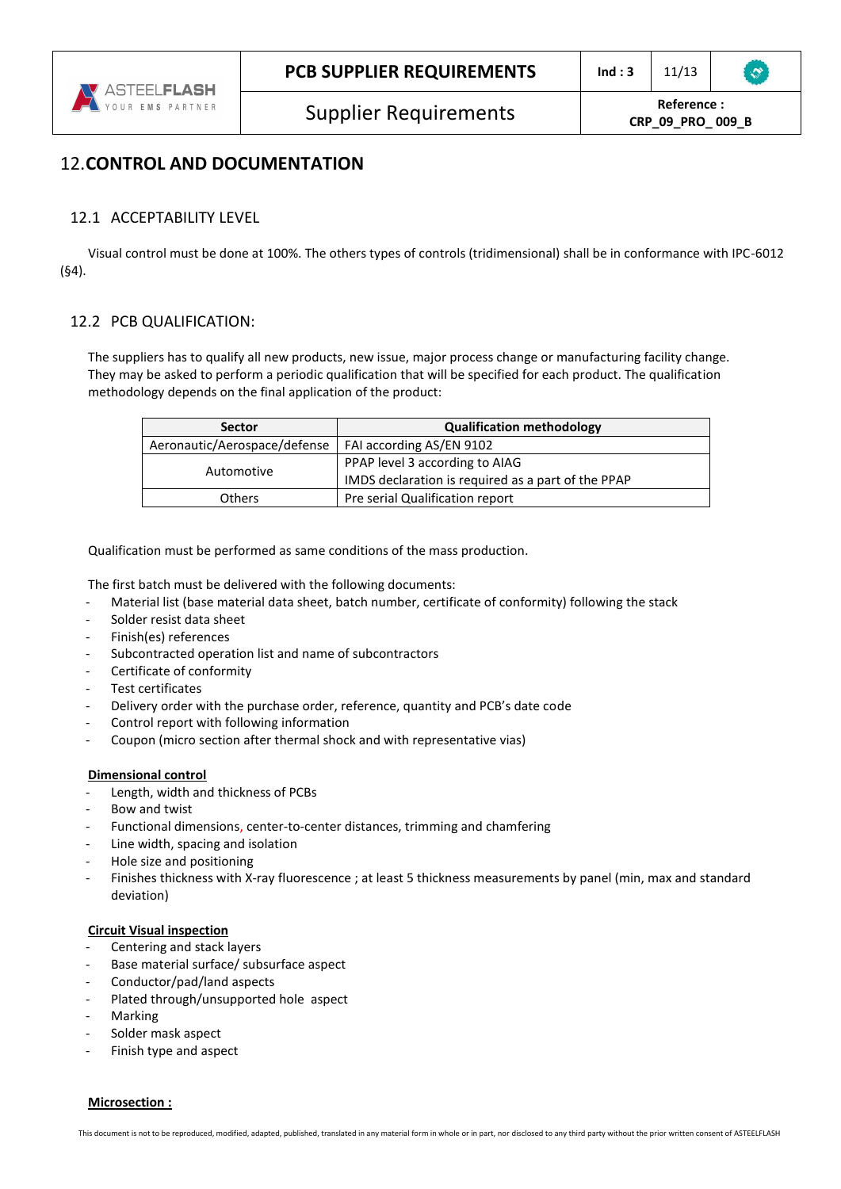# 12. CONTROL AND DOCUMENTATION

## 12.1 ACCEPTABILITY LEVEL

Visual control must be done at 100%. The others types of controls (tridimensional) shall be in conformance with IPC-6012 (§4).

## 12.2 PCB QUALIFICATION:

The suppliers has to qualify all new products, new issue, major process change or manufacturing facility change. They may be asked to perform a periodic qualification that will be specified for each product. The qualification methodology depends on the final application of the product:

| Sector | Qualification methodology |
|---|---|
| Aeronautic/Aerospace/defense | FAI according AS/EN 9102 |
| Automotive | PPAP level 3 according to AIAG<br>IMDS declaration is required as a part of the PPAP |
| Others | Pre serial Qualification report |

Qualification must be performed as same conditions of the mass production.

The first batch must be delivered with the following documents:

- Material list (base material data sheet, batch number, certificate of conformity) following the stack
- Solder resist data sheet
- Finish(es) references
- Subcontracted operation list and name of subcontractors
- Certificate of conformity
- Test certificates
- Delivery order with the purchase order, reference, quantity and PCB's date code
- Control report with following information
- Coupon (micro section after thermal shock and with representative vias)

**Dimensional control**

- Length, width and thickness of PCBs
- Bow and twist
- Functional dimensions, center-to-center distances, trimming and chamfering
- Line width, spacing and isolation
- Hole size and positioning
- Finishes thickness with X-ray fluorescence ; at least 5 thickness measurements by panel (min, max and standard deviation)

**Circuit Visual inspection**

- Centering and stack layers
- Base material surface/ subsurface aspect
- Conductor/pad/land aspects
- Plated through/unsupported hole aspect
- Marking
- Solder mask aspect
- Finish type and aspect

**Microsection :**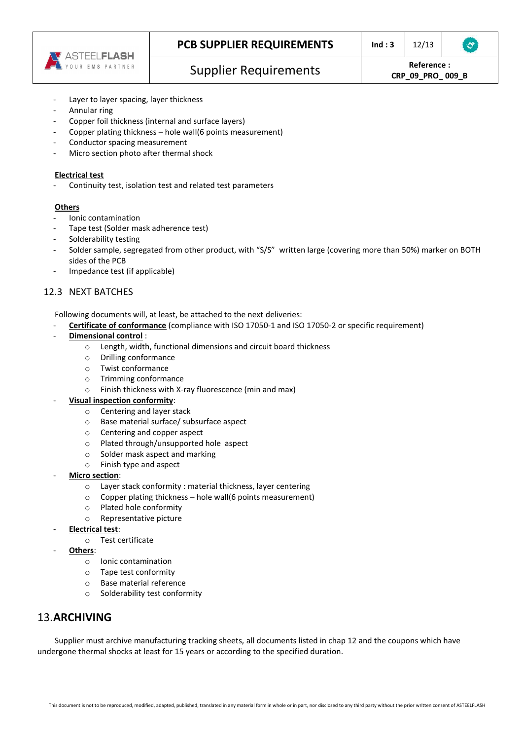- Layer to layer spacing, layer thickness
- Annular ring
- Copper foil thickness (internal and surface layers)
- Copper plating thickness – hole wall(6 points measurement)
- Conductor spacing measurement
- Micro section photo after thermal shock

**Electrical test**

- Continuity test, isolation test and related test parameters

**Others**

- Ionic contamination
- Tape test (Solder mask adherence test)
- Solderability testing
- Solder sample, segregated from other product, with “S/S” written large (covering more than 50%) marker on BOTH sides of the PCB
- Impedance test (if applicable)

## 12.3 NEXT BATCHES

Following documents will, at least, be attached to the next deliveries:

- **Certificate of conformance** (compliance with ISO 17050-1 and ISO 17050-2 or specific requirement)
- **Dimensional control** :
    - Length, width, functional dimensions and circuit board thickness
    - Drilling conformance
    - Twist conformance
    - Trimming conformance
    - Finish thickness with X-ray fluorescence (min and max)
- **Visual inspection conformity**:
    - Centering and layer stack
    - Base material surface/ subsurface aspect
    - Centering and copper aspect
    - Plated through/unsupported hole aspect
    - Solder mask aspect and marking
    - Finish type and aspect
- **Micro section**:
    - Layer stack conformity : material thickness, layer centering
    - Copper plating thickness – hole wall(6 points measurement)
    - Plated hole conformity
    - Representative picture
- **Electrical test**:
    - Test certificate
- **Others**:
    - Ionic contamination
    - Tape test conformity
    - Base material reference
    - Solderability test conformity

# 13. ARCHIVING

Supplier must archive manufacturing tracking sheets, all documents listed in chap 12 and the coupons which have undergone thermal shocks at least for 15 years or according to the specified duration.